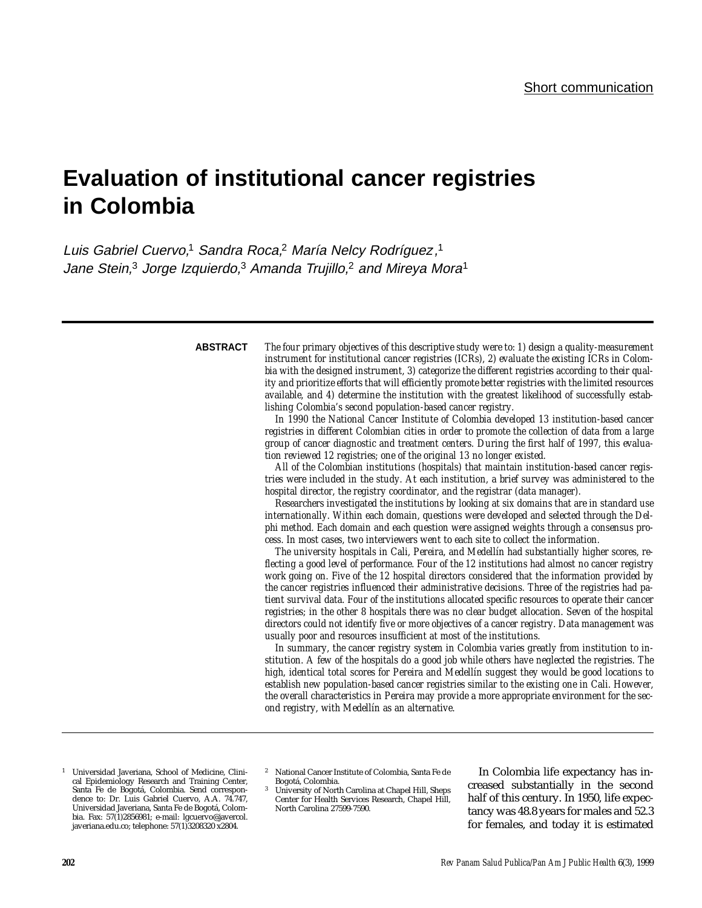Short communication

# Evaluation of institutional cancer registries in Colombia

*Luis Gabriel Cuervo,[1] Sandra Roca,[2] María Nelcy Rodríguez,[1] Jane Stein,[3] Jorge Izquierdo,[3] Amanda Trujillo,[2] and Mireya Mora[1]*

**ABSTRACT** *The four primary objectives of this descriptive study were to: 1) design a quality-measurement instrument for institutional cancer registries (ICRs), 2) evaluate the existing ICRs in Colombia with the designed instrument, 3) categorize the different registries according to their quality and prioritize efforts that will efficiently promote better registries with the limited resources available, and 4) determine the institution with the greatest likelihood of successfully establishing Colombia's second population-based cancer registry.*

*In 1990 the National Cancer Institute of Colombia developed 13 institution-based cancer registries in different Colombian cities in order to promote the collection of data from a large group of cancer diagnostic and treatment centers. During the first half of 1997, this evaluation reviewed 12 registries; one of the original 13 no longer existed.*

*All of the Colombian institutions (hospitals) that maintain institution-based cancer registries were included in the study. At each institution, a brief survey was administered to the hospital director, the registry coordinator, and the registrar (data manager).*

*Researchers investigated the institutions by looking at six domains that are in standard use internationally. Within each domain, questions were developed and selected through the Delphi method. Each domain and each question were assigned weights through a consensus process. In most cases, two interviewers went to each site to collect the information.*

*The university hospitals in Cali, Pereira, and Medellín had substantially higher scores, reflecting a good level of performance. Four of the 12 institutions had almost no cancer registry work going on. Five of the 12 hospital directors considered that the information provided by the cancer registries influenced their administrative decisions. Three of the registries had patient survival data. Four of the institutions allocated specific resources to operate their cancer registries; in the other 8 hospitals there was no clear budget allocation. Seven of the hospital directors could not identify five or more objectives of a cancer registry. Data management was usually poor and resources insufficient at most of the institutions.*

*In summary, the cancer registry system in Colombia varies greatly from institution to institution. A few of the hospitals do a good job while others have neglected the registries. The high, identical total scores for Pereira and Medellín suggest they would be good locations to establish new population-based cancer registries similar to the existing one in Cali. However, the overall characteristics in Pereira may provide a more appropriate environment for the second registry, with Medellín as an alternative.*

[1] Universidad Javeriana, School of Medicine, Clinical Epidemiology Research and Training Center, Santa Fe de Bogotá, Colombia. Send correspondence to: Dr. Luis Gabriel Cuervo, A.A. 74.747, Universidad Javeriana, Santa Fe de Bogotá, Colombia. Fax: 57(1)2856981; e-mail: lgcuervo@javercol.javeriana.edu.co; telephone: 57(1)3208320 x2804.

[2] National Cancer Institute of Colombia, Santa Fe de Bogotá, Colombia.

[3] University of North Carolina at Chapel Hill, Sheps Center for Health Services Research, Chapel Hill, North Carolina 27599-7590.

In Colombia life expectancy has increased substantially in the second half of this century. In 1950, life expectancy was 48.8 years for males and 52.3 for females, and today it is estimated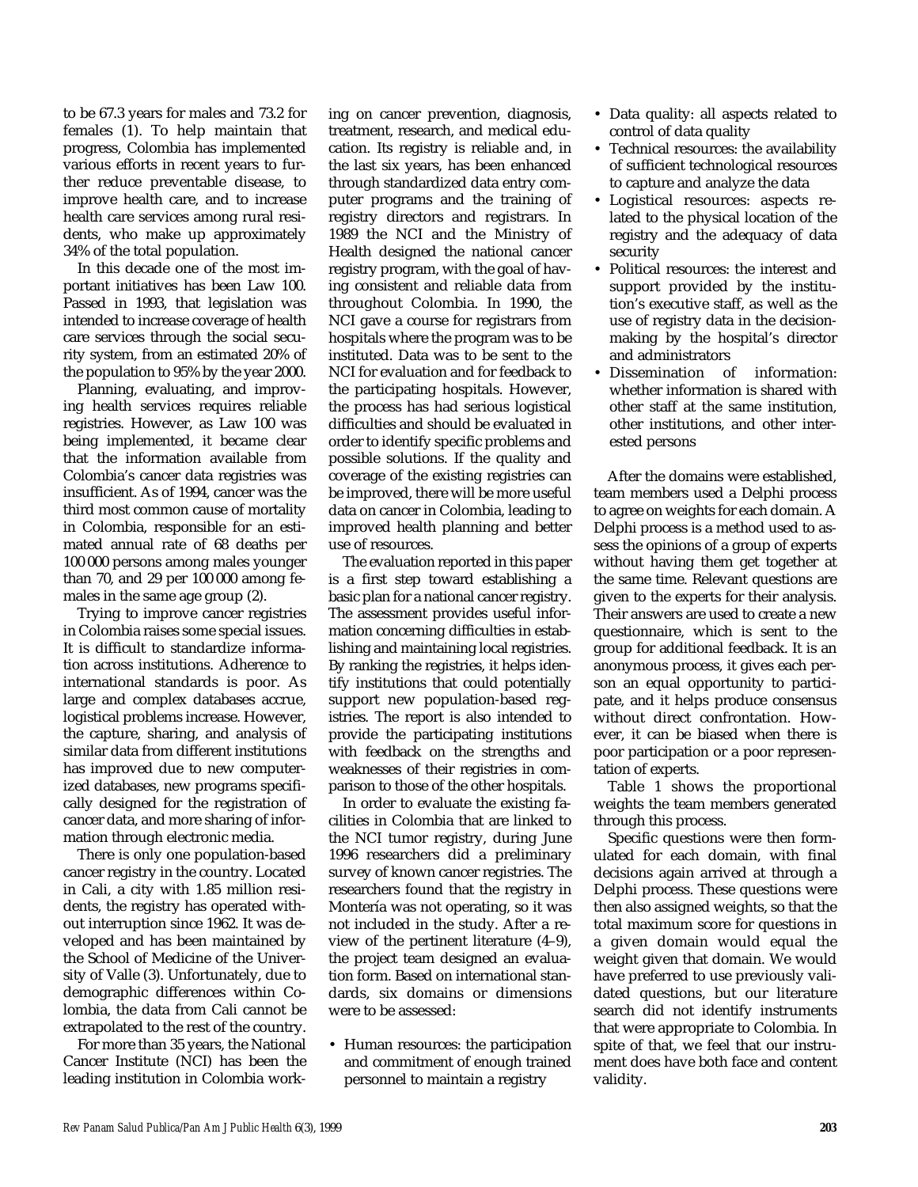to be 67.3 years for males and 73.2 for females (1). To help maintain that progress, Colombia has implemented various efforts in recent years to further reduce preventable disease, to improve health care, and to increase health care services among rural residents, who make up approximately 34% of the total population.

In this decade one of the most important initiatives has been Law 100. Passed in 1993, that legislation was intended to increase coverage of health care services through the social security system, from an estimated 20% of the population to 95% by the year 2000.

Planning, evaluating, and improving health services requires reliable registries. However, as Law 100 was being implemented, it became clear that the information available from Colombia's cancer data registries was insufficient. As of 1994, cancer was the third most common cause of mortality in Colombia, responsible for an estimated annual rate of 68 deaths per 100 000 persons among males younger than 70, and 29 per 100 000 among females in the same age group (2).

Trying to improve cancer registries in Colombia raises some special issues. It is difficult to standardize information across institutions. Adherence to international standards is poor. As large and complex databases accrue, logistical problems increase. However, the capture, sharing, and analysis of similar data from different institutions has improved due to new computerized databases, new programs specifically designed for the registration of cancer data, and more sharing of information through electronic media.

There is only one population-based cancer registry in the country. Located in Cali, a city with 1.85 million residents, the registry has operated without interruption since 1962. It was developed and has been maintained by the School of Medicine of the University of Valle (3). Unfortunately, due to demographic differences within Colombia, the data from Cali cannot be extrapolated to the rest of the country.

For more than 35 years, the National Cancer Institute (NCI) has been the leading institution in Colombia working on cancer prevention, diagnosis, treatment, research, and medical education. Its registry is reliable and, in the last six years, has been enhanced through standardized data entry computer programs and the training of registry directors and registrars. In 1989 the NCI and the Ministry of Health designed the national cancer registry program, with the goal of having consistent and reliable data from throughout Colombia. In 1990, the NCI gave a course for registrars from hospitals where the program was to be instituted. Data was to be sent to the NCI for evaluation and for feedback to the participating hospitals. However, the process has had serious logistical difficulties and should be evaluated in order to identify specific problems and possible solutions. If the quality and coverage of the existing registries can be improved, there will be more useful data on cancer in Colombia, leading to improved health planning and better use of resources.

The evaluation reported in this paper is a first step toward establishing a basic plan for a national cancer registry. The assessment provides useful information concerning difficulties in establishing and maintaining local registries. By ranking the registries, it helps identify institutions that could potentially support new population-based registries. The report is also intended to provide the participating institutions with feedback on the strengths and weaknesses of their registries in comparison to those of the other hospitals.

In order to evaluate the existing facilities in Colombia that are linked to the NCI tumor registry, during June 1996 researchers did a preliminary survey of known cancer registries. The researchers found that the registry in Montería was not operating, so it was not included in the study. After a review of the pertinent literature (4–9), the project team designed an evaluation form. Based on international standards, six domains or dimensions were to be assessed:

- Human resources: the participation and commitment of enough trained personnel to maintain a registry
- Data quality: all aspects related to control of data quality
- Technical resources: the availability of sufficient technological resources to capture and analyze the data
- Logistical resources: aspects related to the physical location of the registry and the adequacy of data security
- Political resources: the interest and support provided by the institution's executive staff, as well as the use of registry data in the decision-making by the hospital's director and administrators
- Dissemination of information: whether information is shared with other staff at the same institution, other institutions, and other interested persons

After the domains were established, team members used a Delphi process to agree on weights for each domain. A Delphi process is a method used to assess the opinions of a group of experts without having them get together at the same time. Relevant questions are given to the experts for their analysis. Their answers are used to create a new questionnaire, which is sent to the group for additional feedback. It is an anonymous process, it gives each person an equal opportunity to participate, and it helps produce consensus without direct confrontation. However, it can be biased when there is poor participation or a poor representation of experts.

Table 1 shows the proportional weights the team members generated through this process.

Specific questions were then formulated for each domain, with final decisions again arrived at through a Delphi process. These questions were then also assigned weights, so that the total maximum score for questions in a given domain would equal the weight given that domain. We would have preferred to use previously validated questions, but our literature search did not identify instruments that were appropriate to Colombia. In spite of that, we feel that our instrument does have both face and content validity.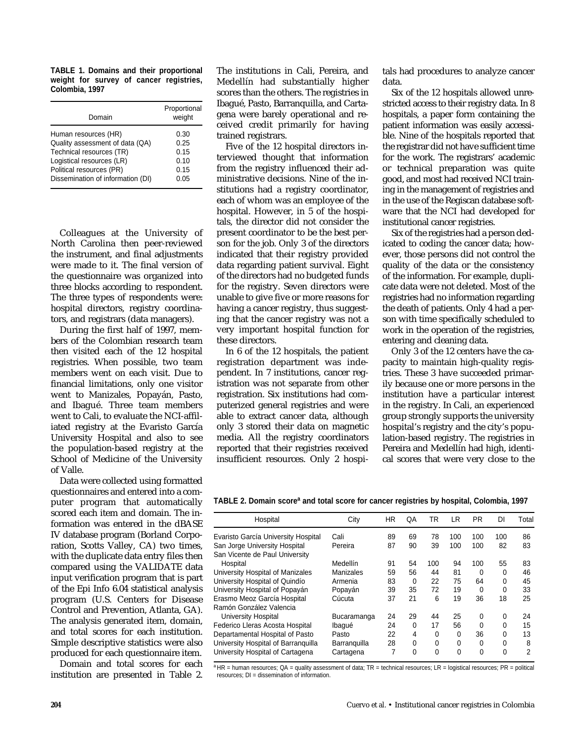**TABLE 1. Domains and their proportional weight for survey of cancer registries, Colombia, 1997**

| Domain | Proportional weight |
|---|---|
| Human resources (HR) | 0.30 |
| Quality assessment of data (QA) | 0.25 |
| Technical resources (TR) | 0.15 |
| Logistical resources (LR) | 0.10 |
| Political resources (PR) | 0.15 |
| Dissemination of information (DI) | 0.05 |

Colleagues at the University of North Carolina then peer-reviewed the instrument, and final adjustments were made to it. The final version of the questionnaire was organized into three blocks according to respondent. The three types of respondents were: hospital directors, registry coordinators, and registrars (data managers).

During the first half of 1997, members of the Colombian research team then visited each of the 12 hospital registries. When possible, two team members went on each visit. Due to financial limitations, only one visitor went to Manizales, Popayán, Pasto, and Ibagué. Three team members went to Cali, to evaluate the NCI-affiliated registry at the Evaristo García University Hospital and also to see the population-based registry at the School of Medicine of the University of Valle.

Data were collected using formatted questionnaires and entered into a computer program that automatically scored each item and domain. The information was entered in the dBASE IV database program (Borland Corporation, Scotts Valley, CA) two times, with the duplicate data entry files then compared using the VALIDATE data input verification program that is part of the Epi Info 6.04 statistical analysis program (U.S. Centers for Disease Control and Prevention, Atlanta, GA). The analysis generated item, domain, and total scores for each institution. Simple descriptive statistics were also produced for each questionnaire item.

Domain and total scores for each institution are presented in Table 2. The institutions in Cali, Pereira, and Medellín had substantially higher scores than the others. The registries in Ibagué, Pasto, Barranquilla, and Cartagena were barely operational and received credit primarily for having trained registrars.

Five of the 12 hospital directors interviewed thought that information from the registry influenced their administrative decisions. Nine of the institutions had a registry coordinator, each of whom was an employee of the hospital. However, in 5 of the hospitals, the director did not consider the present coordinator to be the best person for the job. Only 3 of the directors indicated that their registry provided data regarding patient survival. Eight of the directors had no budgeted funds for the registry. Seven directors were unable to give five or more reasons for having a cancer registry, thus suggesting that the cancer registry was not a very important hospital function for these directors.

In 6 of the 12 hospitals, the patient registration department was independent. In 7 institutions, cancer registration was not separate from other registration. Six institutions had computerized general registries and were able to extract cancer data, although only 3 stored their data on magnetic media. All the registry coordinators reported that their registries received insufficient resources. Only 2 hospitals had procedures to analyze cancer data.

Six of the 12 hospitals allowed unrestricted access to their registry data. In 8 hospitals, a paper form containing the patient information was easily accessible. Nine of the hospitals reported that the registrar did not have sufficient time for the work. The registrars' academic or technical preparation was quite good, and most had received NCI training in the management of registries and in the use of the Regiscan database software that the NCI had developed for institutional cancer registries.

Six of the registries had a person dedicated to coding the cancer data; however, those persons did not control the quality of the data or the consistency of the information. For example, duplicate data were not deleted. Most of the registries had no information regarding the death of patients. Only 4 had a person with time specifically scheduled to work in the operation of the registries, entering and cleaning data.

Only 3 of the 12 centers have the capacity to maintain high-quality registries. These 3 have succeeded primarily because one or more persons in the institution have a particular interest in the registry. In Cali, an experienced group strongly supports the university hospital's registry and the city's population-based registry. The registries in Pereira and Medellín had high, identical scores that were very close to the

**TABLE 2. Domain score[a] and total score for cancer registries by hospital, Colombia, 1997**

| Hospital | City | HR | QA | TR | LR | PR | DI | Total |
|---|---|---|---|---|---|---|---|---|
| Evaristo García University Hospital | Cali | 89 | 69 | 78 | 100 | 100 | 100 | 86 |
| San Jorge University Hospital | Pereira | 87 | 90 | 39 | 100 | 100 | 82 | 83 |
| San Vicente de Paul University Hospital | Medellín | 91 | 54 | 100 | 94 | 100 | 55 | 83 |
| University Hospital of Manizales | Manizales | 59 | 56 | 44 | 81 | 0 | 0 | 46 |
| University Hospital of Quindío | Armenia | 83 | 0 | 22 | 75 | 64 | 0 | 45 |
| University Hospital of Popayán | Popayán | 39 | 35 | 72 | 19 | 0 | 0 | 33 |
| Erasmo Meoz García Hospital | Cúcuta | 37 | 21 | 6 | 19 | 36 | 18 | 25 |
| Ramón González Valencia University Hospital | Bucaramanga | 24 | 29 | 44 | 25 | 0 | 0 | 24 |
| Federico Lleras Acosta Hospital | Ibagué | 24 | 0 | 17 | 56 | 0 | 0 | 15 |
| Departamental Hospital of Pasto | Pasto | 22 | 4 | 0 | 0 | 36 | 0 | 13 |
| University Hospital of Barranquilla | Barranquilla | 28 | 0 | 0 | 0 | 0 | 0 | 8 |
| University Hospital of Cartagena | Cartagena | 7 | 0 | 0 | 0 | 0 | 0 | 2 |

[a] HR = human resources; QA = quality assessment of data; TR = technical resources; LR = logistical resources; PR = political resources; DI = dissemination of information.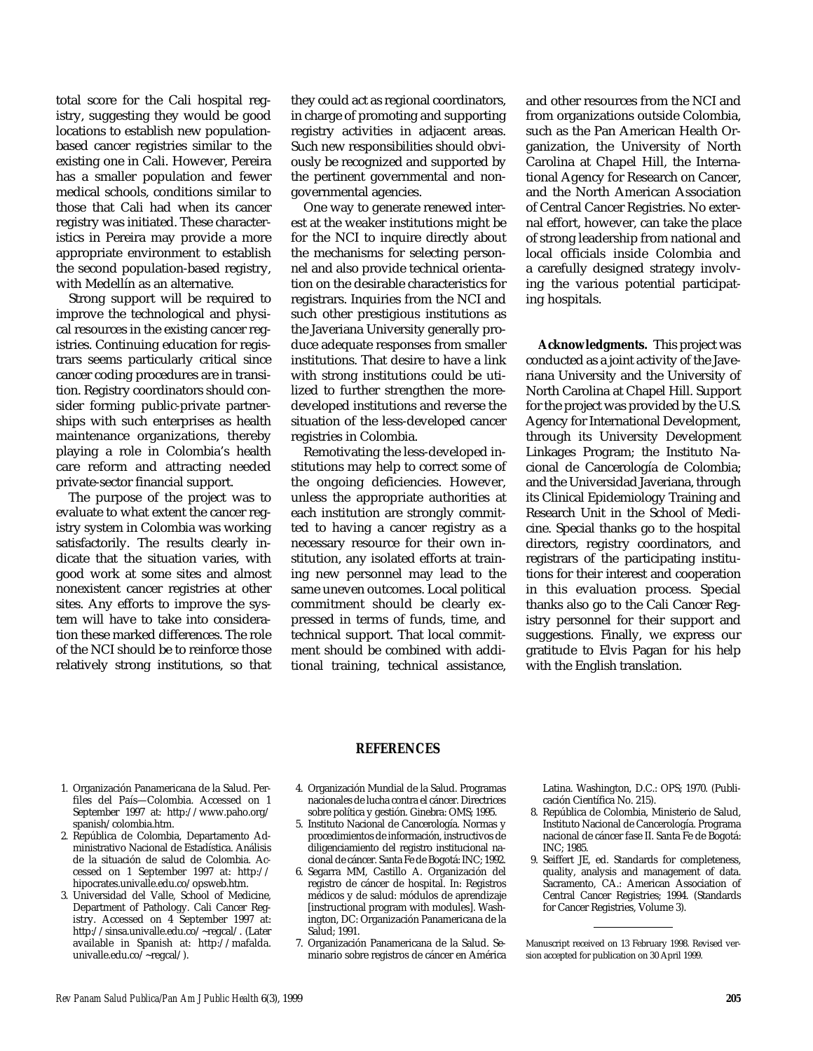total score for the Cali hospital registry, suggesting they would be good locations to establish new population-based cancer registries similar to the existing one in Cali. However, Pereira has a smaller population and fewer medical schools, conditions similar to those that Cali had when its cancer registry was initiated. These characteristics in Pereira may provide a more appropriate environment to establish the second population-based registry, with Medellín as an alternative.

Strong support will be required to improve the technological and physical resources in the existing cancer registries. Continuing education for registrars seems particularly critical since cancer coding procedures are in transition. Registry coordinators should consider forming public-private partnerships with such enterprises as health maintenance organizations, thereby playing a role in Colombia's health care reform and attracting needed private-sector financial support.

The purpose of the project was to evaluate to what extent the cancer registry system in Colombia was working satisfactorily. The results clearly indicate that the situation varies, with good work at some sites and almost nonexistent cancer registries at other sites. Any efforts to improve the system will have to take into consideration these marked differences. The role of the NCI should be to reinforce those relatively strong institutions, so that they could act as regional coordinators, in charge of promoting and supporting registry activities in adjacent areas. Such new responsibilities should obviously be recognized and supported by the pertinent governmental and nongovernmental agencies.

One way to generate renewed interest at the weaker institutions might be for the NCI to inquire directly about the mechanisms for selecting personnel and also provide technical orientation on the desirable characteristics for registrars. Inquiries from the NCI and such other prestigious institutions as the Javeriana University generally produce adequate responses from smaller institutions. That desire to have a link with strong institutions could be utilized to further strengthen the more-developed institutions and reverse the situation of the less-developed cancer registries in Colombia.

Remotivating the less-developed institutions may help to correct some of the ongoing deficiencies. However, unless the appropriate authorities at each institution are strongly committed to having a cancer registry as a necessary resource for their own institution, any isolated efforts at training new personnel may lead to the same uneven outcomes. Local political commitment should be clearly expressed in terms of funds, time, and technical support. That local commitment should be combined with additional training, technical assistance, and other resources from the NCI and from organizations outside Colombia, such as the Pan American Health Organization, the University of North Carolina at Chapel Hill, the International Agency for Research on Cancer, and the North American Association of Central Cancer Registries. No external effort, however, can take the place of strong leadership from national and local officials inside Colombia and a carefully designed strategy involving the various potential participating hospitals.

**Acknowledgments.** This project was conducted as a joint activity of the Javeriana University and the University of North Carolina at Chapel Hill. Support for the project was provided by the U.S. Agency for International Development, through its University Development Linkages Program; the Instituto Nacional de Cancerología de Colombia; and the Universidad Javeriana, through its Clinical Epidemiology Training and Research Unit in the School of Medicine. Special thanks go to the hospital directors, registry coordinators, and registrars of the participating institutions for their interest and cooperation in this evaluation process. Special thanks also go to the Cali Cancer Registry personnel for their support and suggestions. Finally, we express our gratitude to Elvis Pagan for his help with the English translation.

## REFERENCES

1. Organización Panamericana de la Salud. Perfiles del País—Colombia. Accessed on 1 September 1997 at: http://www.paho.org/spanish/colombia.htm.
2. República de Colombia, Departamento Administrativo Nacional de Estadística. Análisis de la situación de salud de Colombia. Accessed on 1 September 1997 at: http://hipocrates.univalle.edu.co/opsweb.htm.
3. Universidad del Valle, School of Medicine, Department of Pathology. Cali Cancer Registry. Accessed on 4 September 1997 at: http://sinsa.univalle.edu.co/~regcal/. (Later available in Spanish at: http://mafalda.univalle.edu.co/~regcal/).
4. Organización Mundial de la Salud. Programas nacionales de lucha contra el cáncer. Directrices sobre política y gestión. Ginebra: OMS; 1995.
5. Instituto Nacional de Cancerología. Normas y procedimientos de información, instructivos de diligenciamiento del registro institucional nacional de cáncer. Santa Fe de Bogotá: INC; 1992.
6. Segarra MM, Castillo A. Organización del registro de cáncer de hospital. In: Registros médicos y de salud: módulos de aprendizaje [instructional program with modules]. Washington, DC: Organización Panamericana de la Salud; 1991.
7. Organización Panamericana de la Salud. Seminario sobre registros de cáncer en América Latina. Washington, D.C.: OPS; 1970. (Publicación Científica No. 215).
8. República de Colombia, Ministerio de Salud, Instituto Nacional de Cancerología. Programa nacional de cáncer fase II. Santa Fe de Bogotá: INC; 1985.
9. Seiffert JE, ed. Standards for completeness, quality, analysis and management of data. Sacramento, CA.: American Association of Central Cancer Registries; 1994. (Standards for Cancer Registries, Volume 3).

Manuscript received on 13 February 1998. Revised version accepted for publication on 30 April 1999.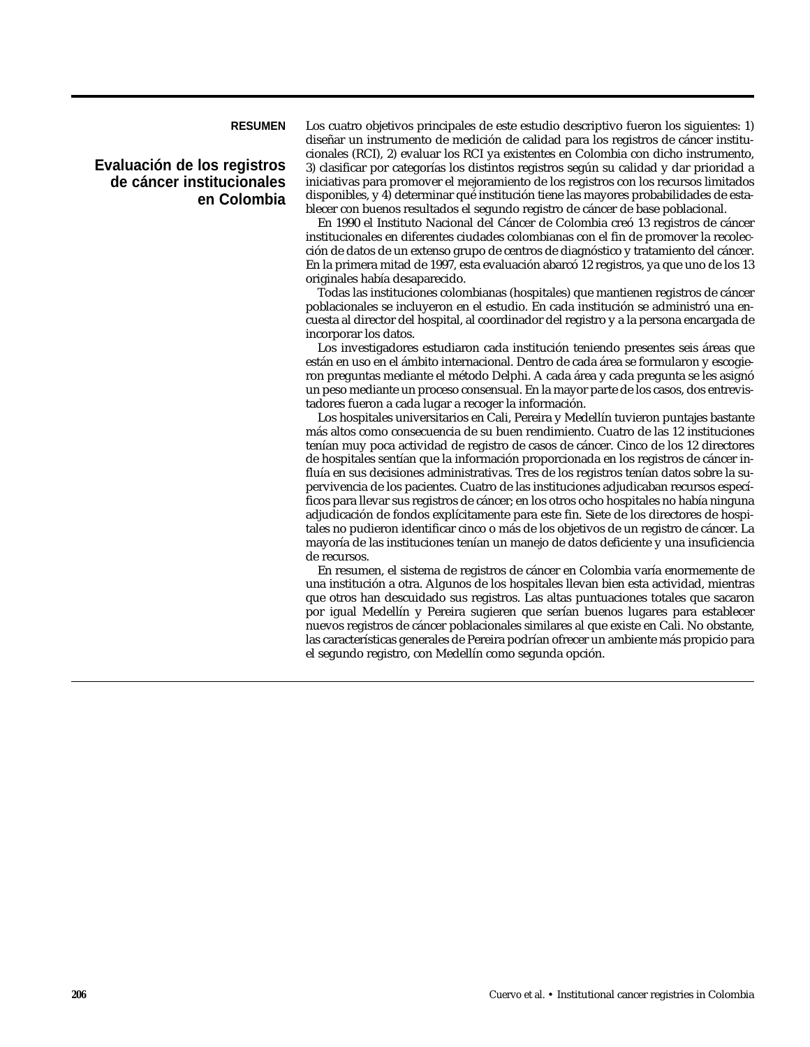**RESUMEN**

## Evaluación de los registros de cáncer institucionales en Colombia

Los cuatro objetivos principales de este estudio descriptivo fueron los siguientes: 1) diseñar un instrumento de medición de calidad para los registros de cáncer institucionales (RCI), 2) evaluar los RCI ya existentes en Colombia con dicho instrumento, 3) clasificar por categorías los distintos registros según su calidad y dar prioridad a iniciativas para promover el mejoramiento de los registros con los recursos limitados disponibles, y 4) determinar qué institución tiene las mayores probabilidades de establecer con buenos resultados el segundo registro de cáncer de base poblacional.

En 1990 el Instituto Nacional del Cáncer de Colombia creó 13 registros de cáncer institucionales en diferentes ciudades colombianas con el fin de promover la recolección de datos de un extenso grupo de centros de diagnóstico y tratamiento del cáncer. En la primera mitad de 1997, esta evaluación abarcó 12 registros, ya que uno de los 13 originales había desaparecido.

Todas las instituciones colombianas (hospitales) que mantienen registros de cáncer poblacionales se incluyeron en el estudio. En cada institución se administró una encuesta al director del hospital, al coordinador del registro y a la persona encargada de incorporar los datos.

Los investigadores estudiaron cada institución teniendo presentes seis áreas que están en uso en el ámbito internacional. Dentro de cada área se formularon y escogieron preguntas mediante el método Delphi. A cada área y cada pregunta se les asignó un peso mediante un proceso consensual. En la mayor parte de los casos, dos entrevistadores fueron a cada lugar a recoger la información.

Los hospitales universitarios en Cali, Pereira y Medellín tuvieron puntajes bastante más altos como consecuencia de su buen rendimiento. Cuatro de las 12 instituciones tenían muy poca actividad de registro de casos de cáncer. Cinco de los 12 directores de hospitales sentían que la información proporcionada en los registros de cáncer influía en sus decisiones administrativas. Tres de los registros tenían datos sobre la supervivencia de los pacientes. Cuatro de las instituciones adjudicaban recursos específicos para llevar sus registros de cáncer; en los otros ocho hospitales no había ninguna adjudicación de fondos explícitamente para este fin. Siete de los directores de hospitales no pudieron identificar cinco o más de los objetivos de un registro de cáncer. La mayoría de las instituciones tenían un manejo de datos deficiente y una insuficiencia de recursos.

En resumen, el sistema de registros de cáncer en Colombia varía enormemente de una institución a otra. Algunos de los hospitales llevan bien esta actividad, mientras que otros han descuidado sus registros. Las altas puntuaciones totales que sacaron por igual Medellín y Pereira sugieren que serían buenos lugares para establecer nuevos registros de cáncer poblacionales similares al que existe en Cali. No obstante, las características generales de Pereira podrían ofrecer un ambiente más propicio para el segundo registro, con Medellín como segunda opción.